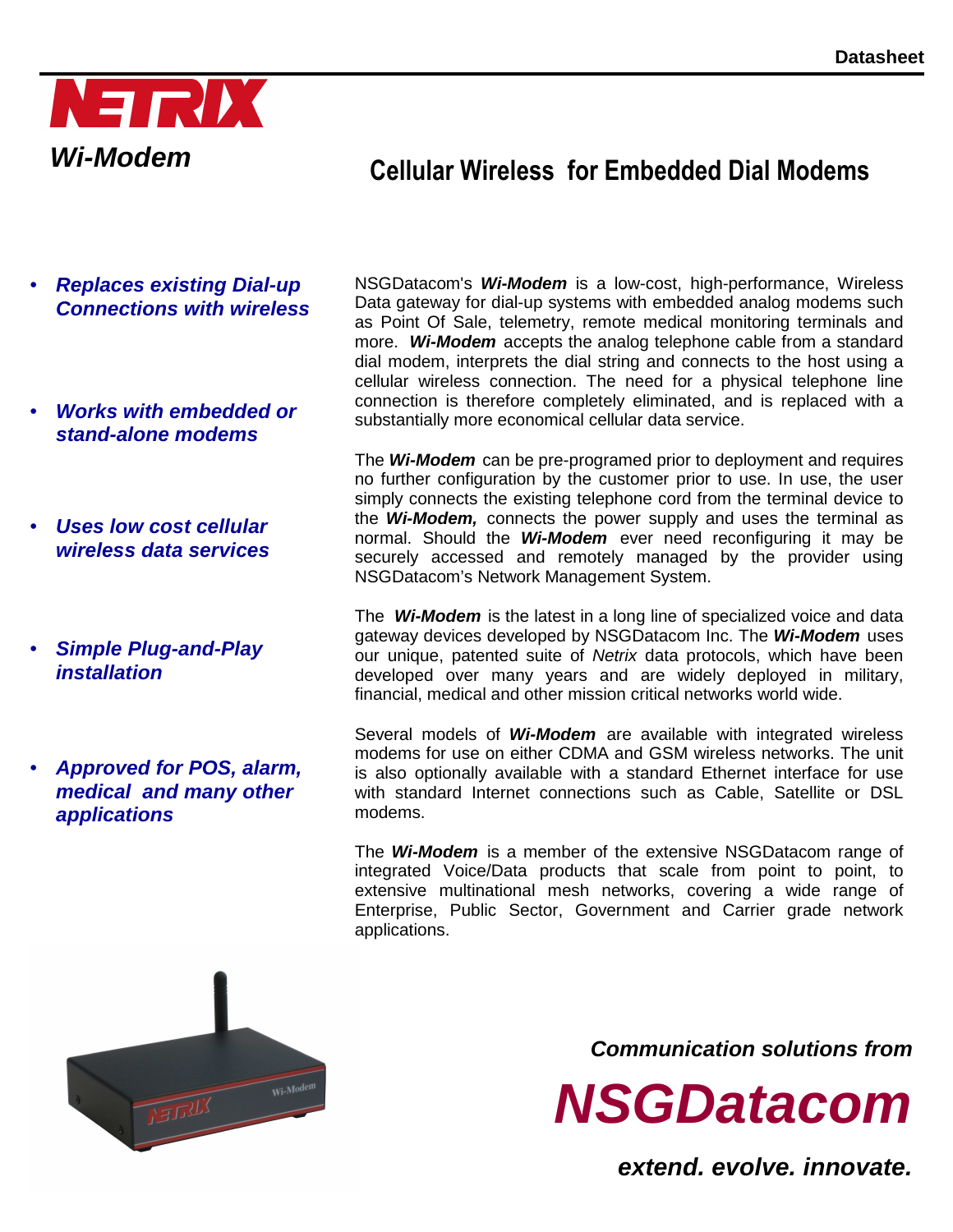# NETRIX

## *Wi-Modem*

## Cellular Wireless for Embedded Dial Modems

- ***Replaces existing Dial-up Connections with wireless***
- ***Works with embedded or stand-alone modems***
- ***Uses low cost cellular wireless data services***
- ***Simple Plug-and-Play installation***
- ***Approved for POS, alarm, medical and many other applications***

NSGDatacom's ***Wi-Modem*** is a low-cost, high-performance, Wireless Data gateway for dial-up systems with embedded analog modems such as Point Of Sale, telemetry, remote medical monitoring terminals and more. ***Wi-Modem*** accepts the analog telephone cable from a standard dial modem, interprets the dial string and connects to the host using a cellular wireless connection. The need for a physical telephone line connection is therefore completely eliminated, and is replaced with a substantially more economical cellular data service.

The ***Wi-Modem*** can be pre-programed prior to deployment and requires no further configuration by the customer prior to use. In use, the user simply connects the existing telephone cord from the terminal device to the ***Wi-Modem,*** connects the power supply and uses the terminal as normal. Should the ***Wi-Modem*** ever need reconfiguring it may be securely accessed and remotely managed by the provider using NSGDatacom's Network Management System.

The ***Wi-Modem*** is the latest in a long line of specialized voice and data gateway devices developed by NSGDatacom Inc. The ***Wi-Modem*** uses our unique, patented suite of *Netrix* data protocols, which have been developed over many years and are widely deployed in military, financial, medical and other mission critical networks world wide.

Several models of ***Wi-Modem*** are available with integrated wireless modems for use on either CDMA and GSM wireless networks. The unit is also optionally available with a standard Ethernet interface for use with standard Internet connections such as Cable, Satellite or DSL modems.

The ***Wi-Modem*** is a member of the extensive NSGDatacom range of integrated Voice/Data products that scale from point to point, to extensive multinational mesh networks, covering a wide range of Enterprise, Public Sector, Government and Carrier grade network applications.

***Communication solutions from***

***NSGDatacom***

***extend. evolve. innovate.***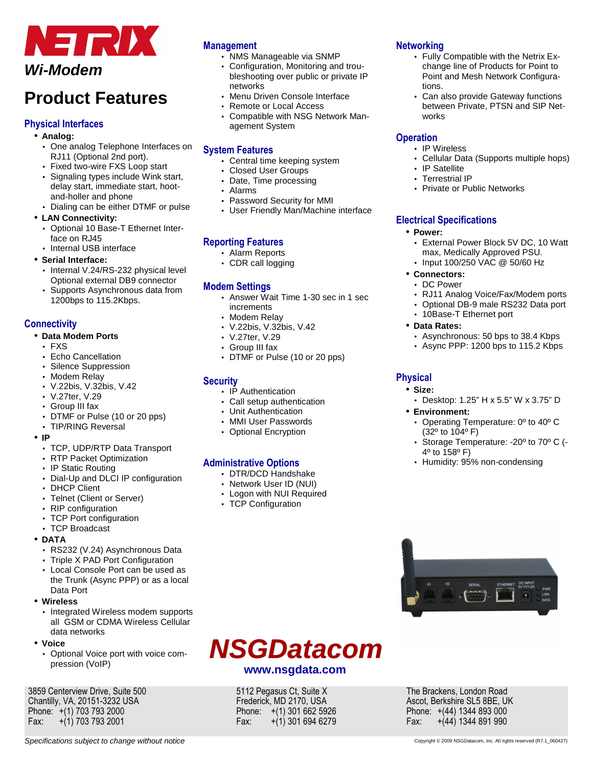# NETRIX

## *Wi-Modem*

# Product Features

## Physical Interfaces

- **Analog:**
  - One analog Telephone Interfaces on RJ11 (Optional 2nd port).
  - Fixed two-wire FXS Loop start
  - Signaling types include Wink start, delay start, immediate start, hoot-and-holler and phone
  - Dialing can be either DTMF or pulse
- **LAN Connectivity:**
  - Optional 10 Base-T Ethernet Interface on RJ45
  - Internal USB interface
- **Serial Interface:**
  - Internal V.24/RS-232 physical level Optional external DB9 connector
  - Supports Asynchronous data from 1200bps to 115.2Kbps.

## Connectivity

- **Data Modem Ports**
  - FXS
  - Echo Cancellation
  - Silence Suppression
  - Modem Relay
  - V.22bis, V.32bis, V.42
  - V.27ter, V.29
  - Group III fax
  - DTMF or Pulse (10 or 20 pps)
  - TIP/RING Reversal
- **IP**
  - TCP, UDP/RTP Data Transport
  - RTP Packet Optimization
  - IP Static Routing
  - Dial-Up and DLCI IP configuration
  - DHCP Client
  - Telnet (Client or Server)
  - RIP configuration
  - TCP Port configuration
  - TCP Broadcast
- **DATA**
  - RS232 (V.24) Asynchronous Data
  - Triple X PAD Port Configuration
  - Local Console Port can be used as the Trunk (Async PPP) or as a local Data Port
- **Wireless**
  - Integrated Wireless modem supports all GSM or CDMA Wireless Cellular data networks
- **Voice**
  - Optional Voice port with voice compression (VoIP)

## Management

- NMS Manageable via SNMP
- Configuration, Monitoring and troubleshooting over public or private IP networks
- Menu Driven Console Interface
- Remote or Local Access
- Compatible with NSG Network Management System

## System Features

- Central time keeping system
- Closed User Groups
- Date, Time processing
- Alarms
- Password Security for MMI
- User Friendly Man/Machine interface

## Reporting Features

- Alarm Reports
- CDR call logging

## Modem Settings

- Answer Wait Time 1-30 sec in 1 sec increments
- Modem Relay
- V.22bis, V.32bis, V.42
- V.27ter, V.29
- Group III fax
- DTMF or Pulse (10 or 20 pps)

## Security

- IP Authentication
- Call setup authentication
- Unit Authentication
- MMI User Passwords
- Optional Encryption

## Administrative Options

- DTR/DCD Handshake
- Network User ID (NUI)
- Logon with NUI Required
- TCP Configuration

## Networking

- Fully Compatible with the Netrix Exchange line of Products for Point to Point and Mesh Network Configurations.
- Can also provide Gateway functions between Private, PTSN and SIP Networks

## Operation

- IP Wireless
- Cellular Data (Supports multiple hops)
- IP Satellite
- Terrestrial IP
- Private or Public Networks

## Electrical Specifications

- **Power:**
  - External Power Block 5V DC, 10 Watt max, Medically Approved PSU.
  - Input 100/250 VAC @ 50/60 Hz
- **Connectors:**
  - DC Power
  - RJ11 Analog Voice/Fax/Modem ports
  - Optional DB-9 male RS232 Data port
  - 10Base-T Ethernet port
- **Data Rates:**
  - Asynchronous: 50 bps to 38.4 Kbps
  - Async PPP: 1200 bps to 115.2 Kbps

## Physical

- **Size:**
  - Desktop: 1.25" H x 5.5" W x 3.75" D
- **Environment:**
  - Operating Temperature: 0º to 40º C (32º to 104º F)
  - Storage Temperature: -20º to 70º C (-4º to 158º F)
  - Humidity: 95% non-condensing

V1 V2 SERIAL ETHERNET DC INPUT 5V 2A PWR LINK DATA

**NSGDatacom**
**www.nsgdata.com**

3859 Centerview Drive, Suite 500
Chantilly, VA, 20151-3232 USA
Phone: +(1) 703 793 2000
Fax: +(1) 703 793 2001

5112 Pegasus Ct, Suite X
Frederick, MD 2170, USA
Phone: +(1) 301 662 5926
Fax: +(1) 301 694 6279

The Brackens, London Road
Ascot, Berkshire SL5 8BE, UK
Phone: +(44) 1344 893 000
Fax: +(44) 1344 891 990

*Specifications subject to change without notice*

Copyright © 2009 NSGDatacom, Inc. All rights reserved (R7.1_060427)